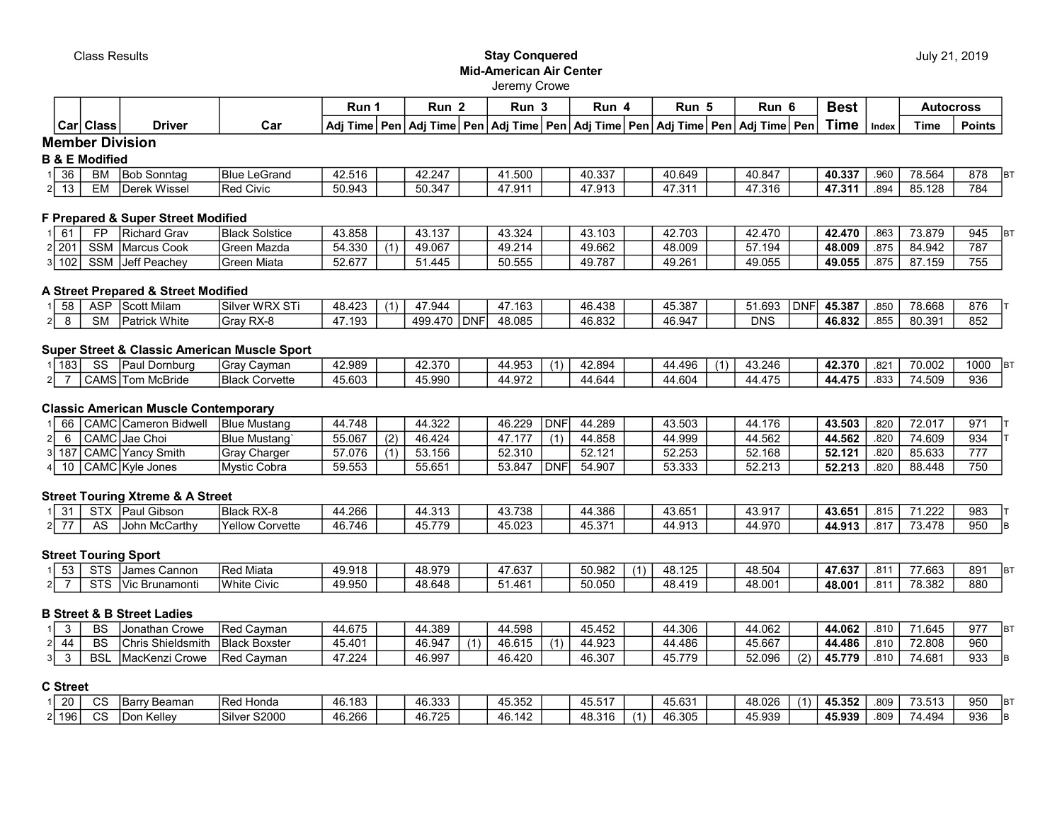Class Results

**Stay Conquered**
**Mid-American Air Center**
Jeremy Crowe

July 21, 2019

| | Car | Class | Driver | Car | Run 1 Adj Time | Pen | Run 2 Adj Time | Pen | Run 3 Adj Time | Pen | Run 4 Adj Time | Pen | Run 5 Adj Time | Pen | Run 6 Adj Time | Pen | Best Time | Index | Autocross Time | Points | |
|---|---|---|---|---|---|---|---|---|---|---|---|---|---|---|---|---|---|---|---|---|---|
| **Member Division** | | | | | | | | | | | | | | | | | | | | | |
| **B & E Modified** | | | | | | | | | | | | | | | | | | | | | |
| 1 | 36 | BM | Bob Sonntag | Blue LeGrand | 42.516 | | 42.247 | | 41.500 | | 40.337 | | 40.649 | | 40.847 | | **40.337** | .960 | 78.564 | 878 | BT |
| 2 | 13 | EM | Derek Wissel | Red Civic | 50.943 | | 50.347 | | 47.911 | | 47.913 | | 47.311 | | 47.316 | | **47.311** | .894 | 85.128 | 784 | |
| **F Prepared & Super Street Modified** | | | | | | | | | | | | | | | | | | | | | |
| 1 | 61 | FP | Richard Grav | Black Solstice | 43.858 | | 43.137 | | 43.324 | | 43.103 | | 42.703 | | 42.470 | | **42.470** | .863 | 73.879 | 945 | BT |
| 2 | 201 | SSM | Marcus Cook | Green Mazda | 54.330 | (1) | 49.067 | | 49.214 | | 49.662 | | 48.009 | | 57.194 | | **48.009** | .875 | 84.942 | 787 | |
| 3 | 102 | SSM | Jeff Peachey | Green Miata | 52.677 | | 51.445 | | 50.555 | | 49.787 | | 49.261 | | 49.055 | | **49.055** | .875 | 87.159 | 755 | |
| **A Street Prepared & Street Modified** | | | | | | | | | | | | | | | | | | | | | |
| 1 | 58 | ASP | Scott Milam | Silver WRX STi | 48.423 | (1) | 47.944 | | 47.163 | | 46.438 | | 45.387 | | 51.693 | DNF | **45.387** | .850 | 78.668 | 876 | T |
| 2 | 8 | SM | Patrick White | Gray RX-8 | 47.193 | | 499.470 | DNF | 48.085 | | 46.832 | | 46.947 | | DNS | | **46.832** | .855 | 80.391 | 852 | |
| **Super Street & Classic American Muscle Sport** | | | | | | | | | | | | | | | | | | | | | |
| 1 | 183 | SS | Paul Dornburg | Gray Cayman | 42.989 | | 42.370 | | 44.953 | (1) | 42.894 | | 44.496 | (1) | 43.246 | | **42.370** | .821 | 70.002 | 1000 | BT |
| 2 | 7 | CAMS | Tom McBride | Black Corvette | 45.603 | | 45.990 | | 44.972 | | 44.644 | | 44.604 | | 44.475 | | **44.475** | .833 | 74.509 | 936 | |
| **Classic American Muscle Contemporary** | | | | | | | | | | | | | | | | | | | | | |
| 1 | 66 | CAMC | Cameron Bidwell | Blue Mustang | 44.748 | | 44.322 | | 46.229 | DNF | 44.289 | | 43.503 | | 44.176 | | **43.503** | .820 | 72.017 | 971 | T |
| 2 | 6 | CAMC | Jae Choi | Blue Mustang` | 55.067 | (2) | 46.424 | | 47.177 | (1) | 44.858 | | 44.999 | | 44.562 | | **44.562** | .820 | 74.609 | 934 | T |
| 3 | 187 | CAMC | Yancy Smith | Gray Charger | 57.076 | (1) | 53.156 | | 52.310 | | 52.121 | | 52.253 | | 52.168 | | **52.121** | .820 | 85.633 | 777 | |
| 4 | 10 | CAMC | Kyle Jones | Mystic Cobra | 59.553 | | 55.651 | | 53.847 | DNF | 54.907 | | 53.333 | | 52.213 | | **52.213** | .820 | 88.448 | 750 | |
| **Street Touring Xtreme & A Street** | | | | | | | | | | | | | | | | | | | | | |
| 1 | 31 | STX | Paul Gibson | Black RX-8 | 44.266 | | 44.313 | | 43.738 | | 44.386 | | 43.651 | | 43.917 | | **43.651** | .815 | 71.222 | 983 | T |
| 2 | 77 | AS | John McCarthy | Yellow Corvette | 46.746 | | 45.779 | | 45.023 | | 45.371 | | 44.913 | | 44.970 | | **44.913** | .817 | 73.478 | 950 | B |
| **Street Touring Sport** | | | | | | | | | | | | | | | | | | | | | |
| 1 | 53 | STS | James Cannon | Red Miata | 49.918 | | 48.979 | | 47.637 | | 50.982 | (1) | 48.125 | | 48.504 | | **47.637** | .811 | 77.663 | 891 | BT |
| 2 | 7 | STS | Vic Brunamonti | White Civic | 49.950 | | 48.648 | | 51.461 | | 50.050 | | 48.419 | | 48.001 | | **48.001** | .811 | 78.382 | 880 | |
| **B Street & B Street Ladies** | | | | | | | | | | | | | | | | | | | | | |
| 1 | 3 | BS | Jonathan Crowe | Red Cayman | 44.675 | | 44.389 | | 44.598 | | 45.452 | | 44.306 | | 44.062 | | **44.062** | .810 | 71.645 | 977 | BT |
| 2 | 44 | BS | Chris Shieldsmith | Black Boxster | 45.401 | | 46.947 | (1) | 46.615 | (1) | 44.923 | | 44.486 | | 45.667 | | **44.486** | .810 | 72.808 | 960 | |
| 3 | 3 | BSL | MacKenzi Crowe | Red Cayman | 47.224 | | 46.997 | | 46.420 | | 46.307 | | 45.779 | | 52.096 | (2) | **45.779** | .810 | 74.681 | 933 | B |
| **C Street** | | | | | | | | | | | | | | | | | | | | | |
| 1 | 20 | CS | Barry Beaman | Red Honda | 46.183 | | 46.333 | | 45.352 | | 45.517 | | 45.631 | | 48.026 | (1) | **45.352** | .809 | 73.513 | 950 | BT |
| 2 | 196 | CS | Don Kelley | Silver S2000 | 46.266 | | 46.725 | | 46.142 | | 48.316 | (1) | 46.305 | | 45.939 | | **45.939** | .809 | 74.494 | 936 | B |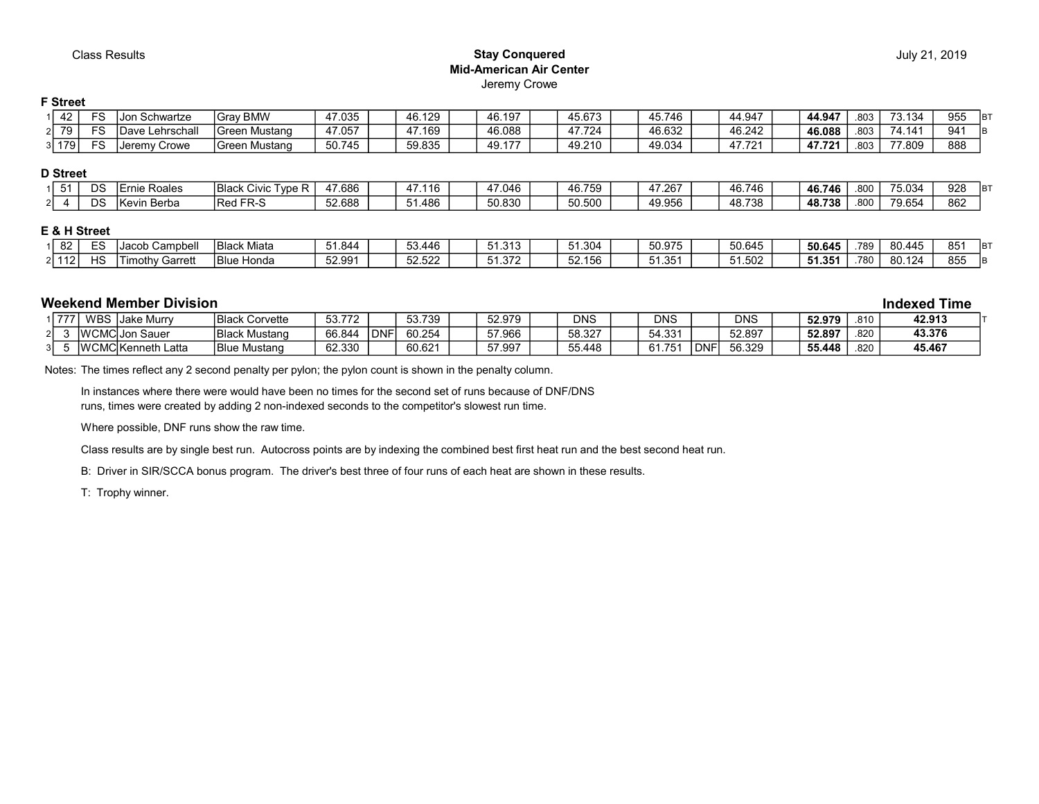Class Results

**Stay Conquered**
**Mid-American Air Center**
Jeremy Crowe

July 21, 2019

### F Street

| | | | | | | | | | | | | | | | | | | | | |
|---|---|---|---|---|---|---|---|---|---|---|---|---|---|---|---|---|---|---|---|---|
| 1 | 42 | FS | Jon Schwartze | Gray BMW | 47.035 | | 46.129 | | 46.197 | | 45.673 | | 45.746 | | 44.947 | | **44.947** | .803 | 73.134 | 955 | BT |
| 2 | 79 | FS | Dave Lehrschall | Green Mustang | 47.057 | | 47.169 | | 46.088 | | 47.724 | | 46.632 | | 46.242 | | **46.088** | .803 | 74.141 | 941 | B |
| 3 | 179 | FS | Jeremy Crowe | Green Mustang | 50.745 | | 59.835 | | 49.177 | | 49.210 | | 49.034 | | 47.721 | | **47.721** | .803 | 77.809 | 888 | |

### D Street

| | | | | | | | | | | | | | | | | | | | | |
|---|---|---|---|---|---|---|---|---|---|---|---|---|---|---|---|---|---|---|---|---|
| 1 | 51 | DS | Ernie Roales | Black Civic Type R | 47.686 | | 47.116 | | 47.046 | | 46.759 | | 47.267 | | 46.746 | | **46.746** | .800 | 75.034 | 928 | BT |
| 2 | 4 | DS | Kevin Berba | Red FR-S | 52.688 | | 51.486 | | 50.830 | | 50.500 | | 49.956 | | 48.738 | | **48.738** | .800 | 79.654 | 862 | |

### E & H Street

| | | | | | | | | | | | | | | | | | | | | |
|---|---|---|---|---|---|---|---|---|---|---|---|---|---|---|---|---|---|---|---|---|
| 1 | 82 | ES | Jacob Campbell | Black Miata | 51.844 | | 53.446 | | 51.313 | | 51.304 | | 50.975 | | 50.645 | | **50.645** | .789 | 80.445 | 851 | BT |
| 2 | 112 | HS | Timothy Garrett | Blue Honda | 52.991 | | 52.522 | | 51.372 | | 52.156 | | 51.351 | | 51.502 | | **51.351** | .780 | 80.124 | 855 | B |

### Weekend Member Division

| | | | | | | | | | | | | | | | | | | | | |
|---|---|---|---|---|---|---|---|---|---|---|---|---|---|---|---|---|---|---|---|---|
| | | | | | | | | | | | | | | | | | | | **Indexed Time** | |
| 1 | 777 | WBS | Jake Murry | Black Corvette | 53.772 | | 53.739 | | 52.979 | | DNS | | DNS | | DNS | | **52.979** | .810 | **42.913** | T |
| 2 | 3 | WCMC | Jon Sauer | Black Mustang | 66.844 | DNF | 60.254 | | 57.966 | | 58.327 | | 54.331 | | 52.897 | | **52.897** | .820 | **43.376** | |
| 3 | 5 | WCMC | Kenneth Latta | Blue Mustang | 62.330 | | 60.621 | | 57.997 | | 55.448 | | 61.751 | DNF | 56.329 | | **55.448** | .820 | **45.467** | |

Notes: The times reflect any 2 second penalty per pylon; the pylon count is shown in the penalty column.

In instances where there were would have been no times for the second set of runs because of DNF/DNS runs, times were created by adding 2 non-indexed seconds to the competitor's slowest run time.

Where possible, DNF runs show the raw time.

Class results are by single best run. Autocross points are by indexing the combined best first heat run and the best second heat run.

B: Driver in SIR/SCCA bonus program. The driver's best three of four runs of each heat are shown in these results.

T: Trophy winner.